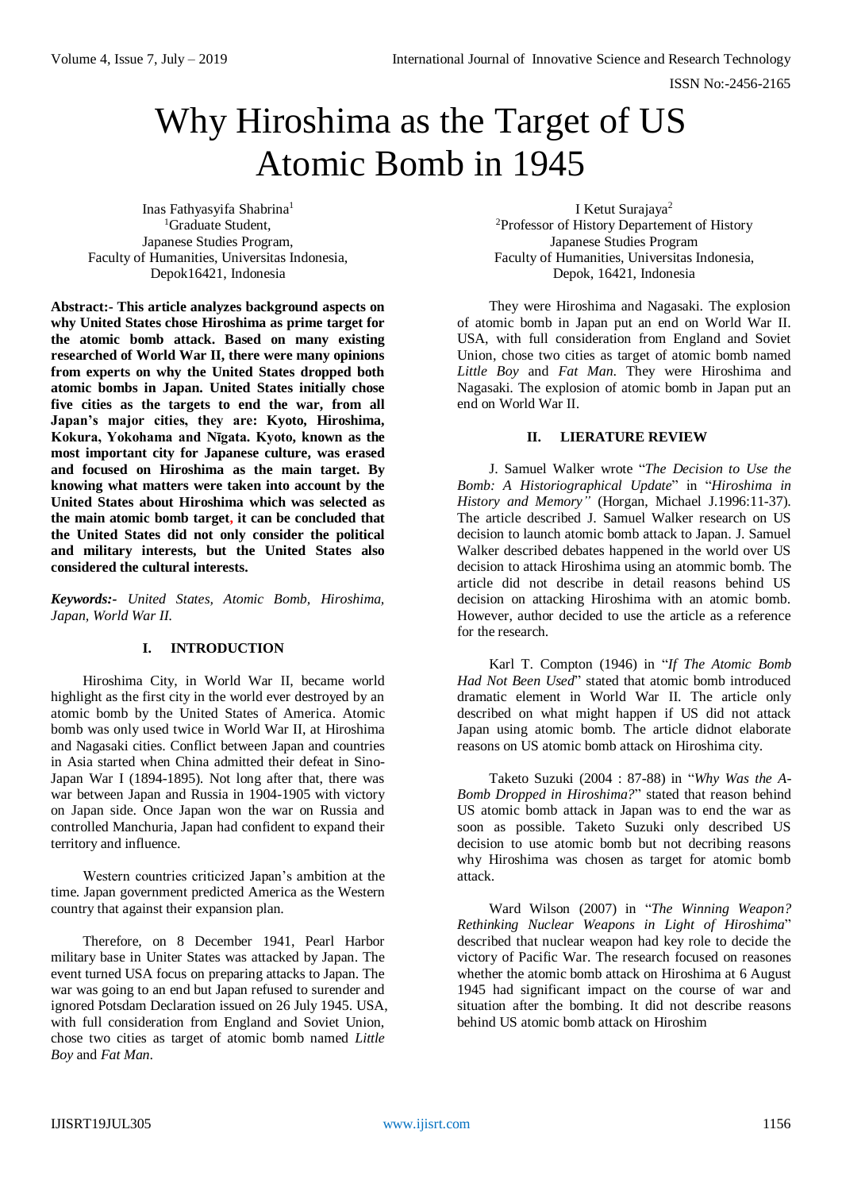# Why Hiroshima as the Target of US Atomic Bomb in 1945

Inas Fathyasyifa Shabrina[1]
[1]Graduate Student,
Japanese Studies Program,
Faculty of Humanities, Universitas Indonesia,
Depok16421, Indonesia

I Ketut Surajaya[2]
[2]Professor of History Departement of History
Japanese Studies Program
Faculty of Humanities, Universitas Indonesia,
Depok, 16421, Indonesia

**Abstract:- This article analyzes background aspects on why United States chose Hiroshima as prime target for the atomic bomb attack. Based on many existing researched of World War II, there were many opinions from experts on why the United States dropped both atomic bombs in Japan. United States initially chose five cities as the targets to end the war, from all Japan's major cities, they are: Kyoto, Hiroshima, Kokura, Yokohama and Nīgata. Kyoto, known as the most important city for Japanese culture, was erased and focused on Hiroshima as the main target. By knowing what matters were taken into account by the United States about Hiroshima which was selected as the main atomic bomb target, it can be concluded that the United States did not only consider the political and military interests, but the United States also considered the cultural interests.**

***Keywords:-*** *United States, Atomic Bomb, Hiroshima, Japan, World War II.*

## I. INTRODUCTION

Hiroshima City, in World War II, became world highlight as the first city in the world ever destroyed by an atomic bomb by the United States of America. Atomic bomb was only used twice in World War II, at Hiroshima and Nagasaki cities. Conflict between Japan and countries in Asia started when China admitted their defeat in Sino-Japan War I (1894-1895). Not long after that, there was war between Japan and Russia in 1904-1905 with victory on Japan side. Once Japan won the war on Russia and controlled Manchuria, Japan had confident to expand their territory and influence.

Western countries criticized Japan's ambition at the time. Japan government predicted America as the Western country that against their expansion plan.

Therefore, on 8 December 1941, Pearl Harbor military base in Uniter States was attacked by Japan. The event turned USA focus on preparing attacks to Japan. The war was going to an end but Japan refused to surender and ignored Potsdam Declaration issued on 26 July 1945. USA, with full consideration from England and Soviet Union, chose two cities as target of atomic bomb named *Little Boy* and *Fat Man*.

They were Hiroshima and Nagasaki. The explosion of atomic bomb in Japan put an end on World War II. USA, with full consideration from England and Soviet Union, chose two cities as target of atomic bomb named *Little Boy* and *Fat Man.* They were Hiroshima and Nagasaki. The explosion of atomic bomb in Japan put an end on World War II.

## II. LIERATURE REVIEW

J. Samuel Walker wrote "*The Decision to Use the Bomb: A Historiographical Update*" in "*Hiroshima in History and Memory"* (Horgan, Michael J.1996:11-37). The article described J. Samuel Walker research on US decision to launch atomic bomb attack to Japan. J. Samuel Walker described debates happened in the world over US decision to attack Hiroshima using an atommic bomb. The article did not describe in detail reasons behind US decision on attacking Hiroshima with an atomic bomb. However, author decided to use the article as a reference for the research.

Karl T. Compton (1946) in "*If The Atomic Bomb Had Not Been Used*" stated that atomic bomb introduced dramatic element in World War II. The article only described on what might happen if US did not attack Japan using atomic bomb. The article didnot elaborate reasons on US atomic bomb attack on Hiroshima city.

Taketo Suzuki (2004 : 87-88) in "*Why Was the A-Bomb Dropped in Hiroshima?*" stated that reason behind US atomic bomb attack in Japan was to end the war as soon as possible. Taketo Suzuki only described US decision to use atomic bomb but not decribing reasons why Hiroshima was chosen as target for atomic bomb attack.

Ward Wilson (2007) in "*The Winning Weapon? Rethinking Nuclear Weapons in Light of Hiroshima*" described that nuclear weapon had key role to decide the victory of Pacific War. The research focused on reasones whether the atomic bomb attack on Hiroshima at 6 August 1945 had significant impact on the course of war and situation after the bombing. It did not describe reasons behind US atomic bomb attack on Hiroshim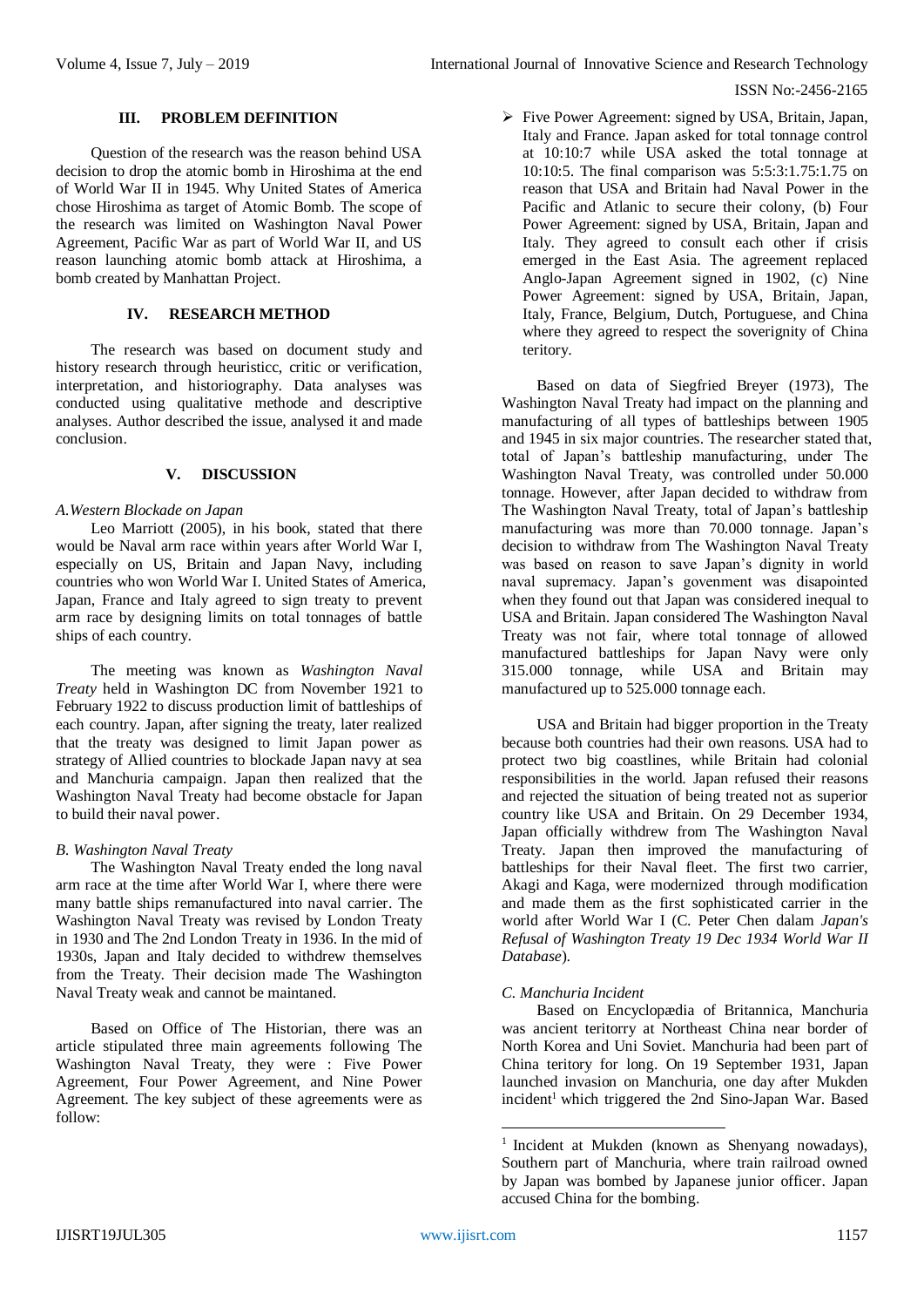## III. PROBLEM DEFINITION

Question of the research was the reason behind USA decision to drop the atomic bomb in Hiroshima at the end of World War II in 1945. Why United States of America chose Hiroshima as target of Atomic Bomb. The scope of the research was limited on Washington Naval Power Agreement, Pacific War as part of World War II, and US reason launching atomic bomb attack at Hiroshima, a bomb created by Manhattan Project.

## IV. RESEARCH METHOD

The research was based on document study and history research through heuristicc, critic or verification, interpretation, and historiography. Data analyses was conducted using qualitative methode and descriptive analyses. Author described the issue, analysed it and made conclusion.

## V. DISCUSSION

### *A. Western Blockade on Japan*

Leo Marriott (2005), in his book, stated that there would be Naval arm race within years after World War I, especially on US, Britain and Japan Navy, including countries who won World War I. United States of America, Japan, France and Italy agreed to sign treaty to prevent arm race by designing limits on total tonnages of battle ships of each country.

The meeting was known as *Washington Naval Treaty* held in Washington DC from November 1921 to February 1922 to discuss production limit of battleships of each country. Japan, after signing the treaty, later realized that the treaty was designed to limit Japan power as strategy of Allied countries to blockade Japan navy at sea and Manchuria campaign. Japan then realized that the Washington Naval Treaty had become obstacle for Japan to build their naval power.

### *B. Washington Naval Treaty*

The Washington Naval Treaty ended the long naval arm race at the time after World War I, where there were many battle ships remanufactured into naval carrier. The Washington Naval Treaty was revised by London Treaty in 1930 and The 2nd London Treaty in 1936. In the mid of 1930s, Japan and Italy decided to withdrew themselves from the Treaty. Their decision made The Washington Naval Treaty weak and cannot be maintaned.

Based on Office of The Historian, there was an article stipulated three main agreements following The Washington Naval Treaty, they were : Five Power Agreement, Four Power Agreement, and Nine Power Agreement. The key subject of these agreements were as follow:

- Five Power Agreement: signed by USA, Britain, Japan, Italy and France. Japan asked for total tonnage control at 10:10:7 while USA asked the total tonnage at 10:10:5. The final comparison was 5:5:3:1.75:1.75 on reason that USA and Britain had Naval Power in the Pacific and Atlanic to secure their colony, (b) Four Power Agreement: signed by USA, Britain, Japan and Italy. They agreed to consult each other if crisis emerged in the East Asia. The agreement replaced Anglo-Japan Agreement signed in 1902, (c) Nine Power Agreement: signed by USA, Britain, Japan, Italy, France, Belgium, Dutch, Portuguese, and China where they agreed to respect the soverignity of China teritory.

Based on data of Siegfried Breyer (1973), The Washington Naval Treaty had impact on the planning and manufacturing of all types of battleships between 1905 and 1945 in six major countries. The researcher stated that, total of Japan's battleship manufacturing, under The Washington Naval Treaty, was controlled under 50.000 tonnage. However, after Japan decided to withdraw from The Washington Naval Treaty, total of Japan's battleship manufacturing was more than 70.000 tonnage. Japan's decision to withdraw from The Washington Naval Treaty was based on reason to save Japan's dignity in world naval supremacy. Japan's govenment was disapointed when they found out that Japan was considered inequal to USA and Britain. Japan considered The Washington Naval Treaty was not fair, where total tonnage of allowed manufactured battleships for Japan Navy were only 315.000 tonnage, while USA and Britain may manufactured up to 525.000 tonnage each.

USA and Britain had bigger proportion in the Treaty because both countries had their own reasons. USA had to protect two big coastlines, while Britain had colonial responsibilities in the world. Japan refused their reasons and rejected the situation of being treated not as superior country like USA and Britain. On 29 December 1934, Japan officially withdrew from The Washington Naval Treaty. Japan then improved the manufacturing of battleships for their Naval fleet. The first two carrier, Akagi and Kaga, were modernized through modification and made them as the first sophisticated carrier in the world after World War I (C. Peter Chen dalam *Japan's Refusal of Washington Treaty 19 Dec 1934 World War II Database*).

### *C. Manchuria Incident*

Based on Encyclopædia of Britannica, Manchuria was ancient teritorry at Northeast China near border of North Korea and Uni Soviet. Manchuria had been part of China teritory for long. On 19 September 1931, Japan launched invasion on Manchuria, one day after Mukden incident[1] which triggered the 2nd Sino-Japan War. Based

[1] Incident at Mukden (known as Shenyang nowadays), Southern part of Manchuria, where train railroad owned by Japan was bombed by Japanese junior officer. Japan accused China for the bombing.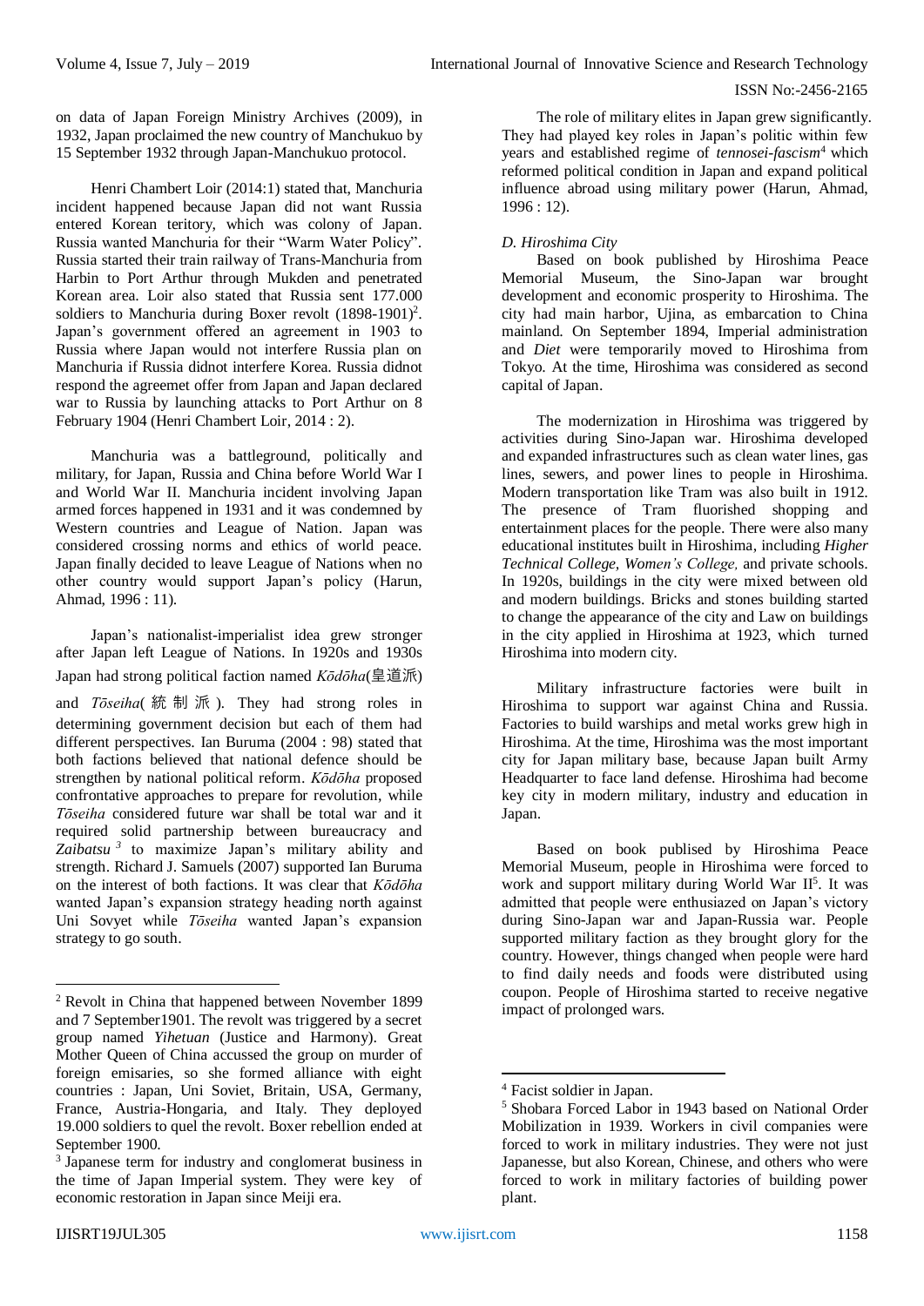on data of Japan Foreign Ministry Archives (2009), in 1932, Japan proclaimed the new country of Manchukuo by 15 September 1932 through Japan-Manchukuo protocol.

Henri Chambert Loir (2014:1) stated that, Manchuria incident happened because Japan did not want Russia entered Korean teritory, which was colony of Japan. Russia wanted Manchuria for their "Warm Water Policy". Russia started their train railway of Trans-Manchuria from Harbin to Port Arthur through Mukden and penetrated Korean area. Loir also stated that Russia sent 177.000 soldiers to Manchuria during Boxer revolt (1898-1901)[2]. Japan's government offered an agreement in 1903 to Russia where Japan would not interfere Russia plan on Manchuria if Russia didnot interfere Korea. Russia didnot respond the agreemet offer from Japan and Japan declared war to Russia by launching attacks to Port Arthur on 8 February 1904 (Henri Chambert Loir, 2014 : 2).

Manchuria was a battleground, politically and military, for Japan, Russia and China before World War I and World War II. Manchuria incident involving Japan armed forces happened in 1931 and it was condemned by Western countries and League of Nation. Japan was considered crossing norms and ethics of world peace. Japan finally decided to leave League of Nations when no other country would support Japan's policy (Harun, Ahmad, 1996 : 11).

Japan's nationalist-imperialist idea grew stronger after Japan left League of Nations. In 1920s and 1930s Japan had strong political faction named *Kōdōha*(皇道派) and *Tōseiha*(統制派). They had strong roles in determining government decision but each of them had different perspectives. Ian Buruma (2004 : 98) stated that both factions believed that national defence should be strengthen by national political reform. *Kōdōha* proposed confrontative approaches to prepare for revolution, while *Tōseiha* considered future war shall be total war and it required solid partnership between bureaucracy and *Zaibatsu*[3] to maximize Japan's military ability and strength. Richard J. Samuels (2007) supported Ian Buruma on the interest of both factions. It was clear that *Kōdōha* wanted Japan's expansion strategy heading north against Uni Sovyet while *Tōseiha* wanted Japan's expansion strategy to go south.

The role of military elites in Japan grew significantly. They had played key roles in Japan's politic within few years and established regime of *tennosei-fascism*[4] which reformed political condition in Japan and expand political influence abroad using military power (Harun, Ahmad, 1996 : 12).

*D. Hiroshima City*

Based on book published by Hiroshima Peace Memorial Museum, the Sino-Japan war brought development and economic prosperity to Hiroshima. The city had main harbor, Ujina, as embarcation to China mainland. On September 1894, Imperial administration and *Diet* were temporarily moved to Hiroshima from Tokyo. At the time, Hiroshima was considered as second capital of Japan.

The modernization in Hiroshima was triggered by activities during Sino-Japan war. Hiroshima developed and expanded infrastructures such as clean water lines, gas lines, sewers, and power lines to people in Hiroshima. Modern transportation like Tram was also built in 1912. The presence of Tram flourished shopping and entertainment places for the people. There were also many educational institutes built in Hiroshima, including *Higher Technical College, Women's College,* and private schools. In 1920s, buildings in the city were mixed between old and modern buildings. Bricks and stones building started to change the appearance of the city and Law on buildings in the city applied in Hiroshima at 1923, which turned Hiroshima into modern city.

Military infrastructure factories were built in Hiroshima to support war against China and Russia. Factories to build warships and metal works grew high in Hiroshima. At the time, Hiroshima was the most important city for Japan military base, because Japan built Army Headquarter to face land defense. Hiroshima had become key city in modern military, industry and education in Japan.

Based on book publised by Hiroshima Peace Memorial Museum, people in Hiroshima were forced to work and support military during World War II[5]. It was admitted that people were enthusiazed on Japan's victory during Sino-Japan war and Japan-Russia war. People supported military faction as they brought glory for the country. However, things changed when people were hard to find daily needs and foods were distributed using coupon. People of Hiroshima started to receive negative impact of prolonged wars.

---

[2] Revolt in China that happened between November 1899 and 7 September1901. The revolt was triggered by a secret group named *Yihetuan* (Justice and Harmony). Great Mother Queen of China accussed the group on murder of foreign emisaries, so she formed alliance with eight countries : Japan, Uni Soviet, Britain, USA, Germany, France, Austria-Hongaria, and Italy. They deployed 19.000 soldiers to quel the revolt. Boxer rebellion ended at September 1900.

[3] Japanese term for industry and conglomerat business in the time of Japan Imperial system. They were key of economic restoration in Japan since Meiji era.

[4] Facist soldier in Japan.

[5] Shobara Forced Labor in 1943 based on National Order Mobilization in 1939. Workers in civil companies were forced to work in military industries. They were not just Japanesse, but also Korean, Chinese, and others who were forced to work in military factories of building power plant.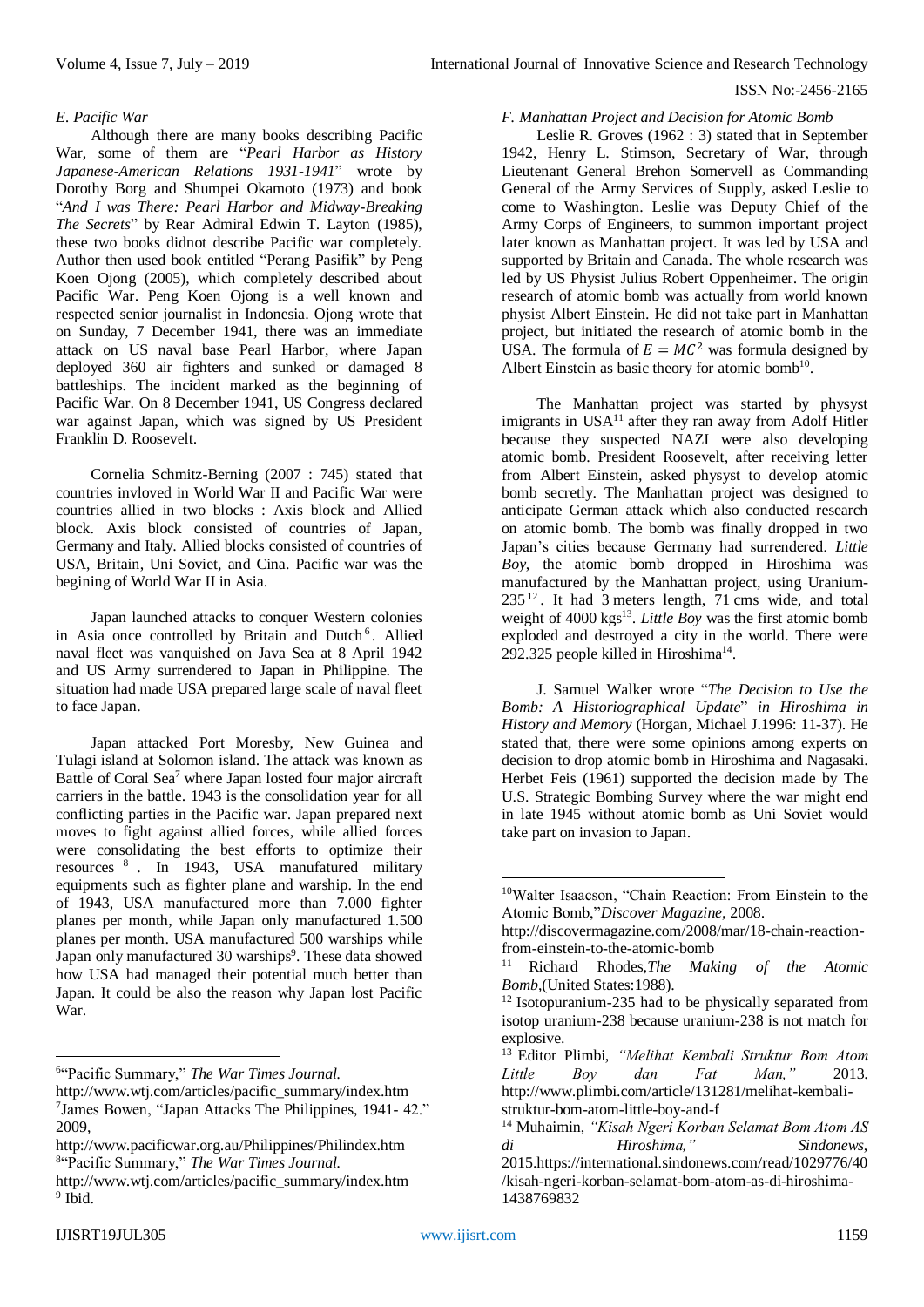### *E. Pacific War*

Although there are many books describing Pacific War, some of them are "*Pearl Harbor as History Japanese-American Relations 1931-1941*" wrote by Dorothy Borg and Shumpei Okamoto (1973) and book "*And I was There: Pearl Harbor and Midway-Breaking The Secrets*" by Rear Admiral Edwin T. Layton (1985), these two books didnot describe Pacific war completely. Author then used book entitled "Perang Pasifik" by Peng Koen Ojong (2005), which completely described about Pacific War. Peng Koen Ojong is a well known and respected senior journalist in Indonesia. Ojong wrote that on Sunday, 7 December 1941, there was an immediate attack on US naval base Pearl Harbor, where Japan deployed 360 air fighters and sunked or damaged 8 battleships. The incident marked as the beginning of Pacific War. On 8 December 1941, US Congress declared war against Japan, which was signed by US President Franklin D. Roosevelt.

Cornelia Schmitz-Berning (2007 : 745) stated that countries invloved in World War II and Pacific War were countries allied in two blocks : Axis block and Allied block. Axis block consisted of countries of Japan, Germany and Italy. Allied blocks consisted of countries of USA, Britain, Uni Soviet, and Cina. Pacific war was the begining of World War II in Asia.

Japan launched attacks to conquer Western colonies in Asia once controlled by Britain and Dutch[6]. Allied naval fleet was vanquished on Java Sea at 8 April 1942 and US Army surrendered to Japan in Philippine. The situation had made USA prepared large scale of naval fleet to face Japan.

Japan attacked Port Moresby, New Guinea and Tulagi island at Solomon island. The attack was known as Battle of Coral Sea[7] where Japan losted four major aircraft carriers in the battle. 1943 is the consolidation year for all conflicting parties in the Pacific war. Japan prepared next moves to fight against allied forces, while allied forces were consolidating the best efforts to optimize their resources [8]. In 1943, USA manufatured military equipments such as fighter plane and warship. In the end of 1943, USA manufactured more than 7.000 fighter planes per month, while Japan only manufactured 1.500 planes per month. USA manufactured 500 warships while Japan only manufactured 30 warships[9]. These data showed how USA had managed their potential much better than Japan. It could be also the reason why Japan lost Pacific War.

### *F. Manhattan Project and Decision for Atomic Bomb*

Leslie R. Groves (1962 : 3) stated that in September 1942, Henry L. Stimson, Secretary of War, through Lieutenant General Brehon Somervell as Commanding General of the Army Services of Supply, asked Leslie to come to Washington. Leslie was Deputy Chief of the Army Corps of Engineers, to summon important project later known as Manhattan project. It was led by USA and supported by Britain and Canada. The whole research was led by US Physist Julius Robert Oppenheimer. The origin research of atomic bomb was actually from world known physist Albert Einstein. He did not take part in Manhattan project, but initiated the research of atomic bomb in the USA. The formula of $E = MC^2$ was formula designed by Albert Einstein as basic theory for atomic bomb[10].

The Manhattan project was started by physyst imigrants in USA[11] after they ran away from Adolf Hitler because they suspected NAZI were also developing atomic bomb. President Roosevelt, after receiving letter from Albert Einstein, asked physyst to develop atomic bomb secretly. The Manhattan project was designed to anticipate German attack which also conducted research on atomic bomb. The bomb was finally dropped in two Japan's cities because Germany had surrendered. *Little Boy*, the atomic bomb dropped in Hiroshima was manufactured by the Manhattan project, using Uranium-235[12]. It had 3 meters length, 71 cms wide, and total weight of 4000 kgs[13]. *Little Boy* was the first atomic bomb exploded and destroyed a city in the world. There were 292.325 people killed in Hiroshima[14].

J. Samuel Walker wrote "*The Decision to Use the Bomb: A Historiographical Update*" *in Hiroshima in History and Memory* (Horgan, Michael J.1996: 11-37). He stated that, there were some opinions among experts on decision to drop atomic bomb in Hiroshima and Nagasaki. Herbet Feis (1961) supported the decision made by The U.S. Strategic Bombing Survey where the war might end in late 1945 without atomic bomb as Uni Soviet would take part on invasion to Japan.

---

[6] "Pacific Summary," *The War Times Journal.* http://www.wtj.com/articles/pacific_summary/index.htm

[7] James Bowen, "Japan Attacks The Philippines, 1941- 42." 2009, http://www.pacificwar.org.au/Philippines/Philindex.htm

[8] "Pacific Summary," *The War Times Journal.* http://www.wtj.com/articles/pacific_summary/index.htm

[9] Ibid.

[10] Walter Isaacson, "Chain Reaction: From Einstein to the Atomic Bomb,"*Discover Magazine,* 2008. http://discovermagazine.com/2008/mar/18-chain-reaction-from-einstein-to-the-atomic-bomb

[11] Richard Rhodes,*The Making of the Atomic Bomb*,(United States:1988).

[12] Isotopuranium-235 had to be physically separated from isotop uranium-238 because uranium-238 is not match for explosive.

[13] Editor Plimbi, *"Melihat Kembali Struktur Bom Atom Little Boy dan Fat Man,"* 2013. http://www.plimbi.com/article/131281/melihat-kembali-struktur-bom-atom-little-boy-and-f

[14] Muhaimin, *"Kisah Ngeri Korban Selamat Bom Atom AS di Hiroshima,"* Sindonews, 2015.https://international.sindonews.com/read/1029776/40/kisah-ngeri-korban-selamat-bom-atom-as-di-hiroshima-1438769832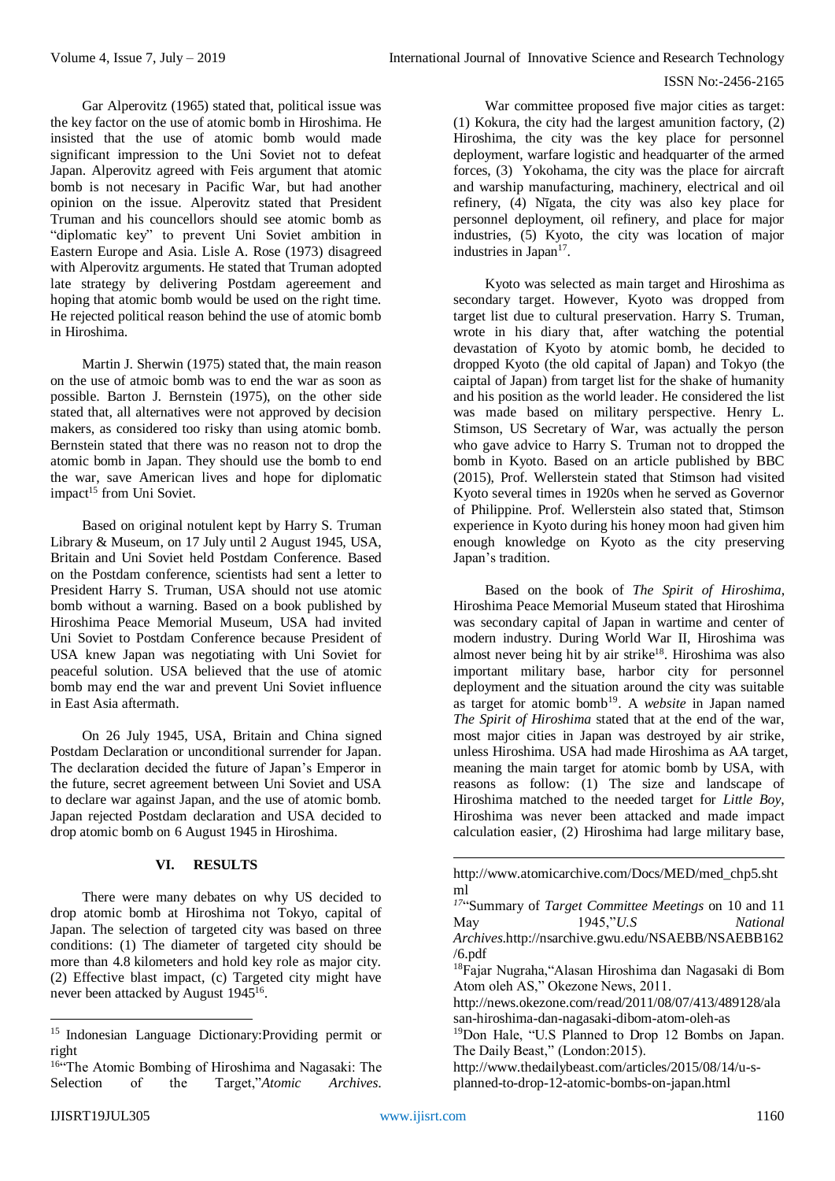Gar Alperovitz (1965) stated that, political issue was the key factor on the use of atomic bomb in Hiroshima. He insisted that the use of atomic bomb would made significant impression to the Uni Soviet not to defeat Japan. Alperovitz agreed with Feis argument that atomic bomb is not necesary in Pacific War, but had another opinion on the issue. Alperovitz stated that President Truman and his councellors should see atomic bomb as "diplomatic key" to prevent Uni Soviet ambition in Eastern Europe and Asia. Lisle A. Rose (1973) disagreed with Alperovitz arguments. He stated that Truman adopted late strategy by delivering Postdam agereement and hoping that atomic bomb would be used on the right time. He rejected political reason behind the use of atomic bomb in Hiroshima.

Martin J. Sherwin (1975) stated that, the main reason on the use of atmoic bomb was to end the war as soon as possible. Barton J. Bernstein (1975), on the other side stated that, all alternatives were not approved by decision makers, as considered too risky than using atomic bomb. Bernstein stated that there was no reason not to drop the atomic bomb in Japan. They should use the bomb to end the war, save American lives and hope for diplomatic impact[15] from Uni Soviet.

Based on original notulent kept by Harry S. Truman Library & Museum, on 17 July until 2 August 1945, USA, Britain and Uni Soviet held Postdam Conference. Based on the Postdam conference, scientists had sent a letter to President Harry S. Truman, USA should not use atomic bomb without a warning. Based on a book published by Hiroshima Peace Memorial Museum, USA had invited Uni Soviet to Postdam Conference because President of USA knew Japan was negotiating with Uni Soviet for peaceful solution. USA believed that the use of atomic bomb may end the war and prevent Uni Soviet influence in East Asia aftermath.

On 26 July 1945, USA, Britain and China signed Postdam Declaration or unconditional surrender for Japan. The declaration decided the future of Japan's Emperor in the future, secret agreement between Uni Soviet and USA to declare war against Japan, and the use of atomic bomb. Japan rejected Postdam declaration and USA decided to drop atomic bomb on 6 August 1945 in Hiroshima.

## VI. RESULTS

There were many debates on why US decided to drop atomic bomb at Hiroshima not Tokyo, capital of Japan. The selection of targeted city was based on three conditions: (1) The diameter of targeted city should be more than 4.8 kilometers and hold key role as major city. (2) Effective blast impact, (c) Targeted city might have never been attacked by August 1945[16].

War committee proposed five major cities as target: (1) Kokura, the city had the largest amunition factory, (2) Hiroshima, the city was the key place for personnel deployment, warfare logistic and headquarter of the armed forces, (3) Yokohama, the city was the place for aircraft and warship manufacturing, machinery, electrical and oil refinery, (4) Nīgata, the city was also key place for personnel deployment, oil refinery, and place for major industries, (5) Kyoto, the city was location of major industries in Japan[17].

Kyoto was selected as main target and Hiroshima as secondary target. However, Kyoto was dropped from target list due to cultural preservation. Harry S. Truman, wrote in his diary that, after watching the potential devastation of Kyoto by atomic bomb, he decided to dropped Kyoto (the old capital of Japan) and Tokyo (the caiptal of Japan) from target list for the shake of humanity and his position as the world leader. He considered the list was made based on military perspective. Henry L. Stimson, US Secretary of War, was actually the person who gave advice to Harry S. Truman not to dropped the bomb in Kyoto. Based on an article published by BBC (2015), Prof. Wellerstein stated that Stimson had visited Kyoto several times in 1920s when he served as Governor of Philippine. Prof. Wellerstein also stated that, Stimson experience in Kyoto during his honey moon had given him enough knowledge on Kyoto as the city preserving Japan's tradition.

Based on the book of *The Spirit of Hiroshima*, Hiroshima Peace Memorial Museum stated that Hiroshima was secondary capital of Japan in wartime and center of modern industry. During World War II, Hiroshima was almost never being hit by air strike[18]. Hiroshima was also important military base, harbor city for personnel deployment and the situation around the city was suitable as target for atomic bomb[19]. A *website* in Japan named *The Spirit of Hiroshima* stated that at the end of the war, most major cities in Japan was destroyed by air strike, unless Hiroshima. USA had made Hiroshima as AA target, meaning the main target for atomic bomb by USA, with reasons as follow: (1) The size and landscape of Hiroshima matched to the needed target for *Little Boy*, Hiroshima was never been attacked and made impact calculation easier, (2) Hiroshima had large military base,

---

[15] Indonesian Language Dictionary:Providing permit or right

[16] "The Atomic Bombing of Hiroshima and Nagasaki: The Selection of the Target,"*Atomic Archives*. http://www.atomicarchive.com/Docs/MED/med_chp5.shtml

[17] "Summary of *Target Committee Meetings* on 10 and 11 May 1945,"*U.S National Archives*.http://nsarchive.gwu.edu/NSAEBB/NSAEBB162/6.pdf

[18] Fajar Nugraha,"Alasan Hiroshima dan Nagasaki di Bom Atom oleh AS," Okezone News, 2011. http://news.okezone.com/read/2011/08/07/413/489128/alasan-hiroshima-dan-nagasaki-dibom-atom-oleh-as

[19] Don Hale, "U.S Planned to Drop 12 Bombs on Japan. The Daily Beast," (London:2015). http://www.thedailybeast.com/articles/2015/08/14/u-s-planned-to-drop-12-atomic-bombs-on-japan.html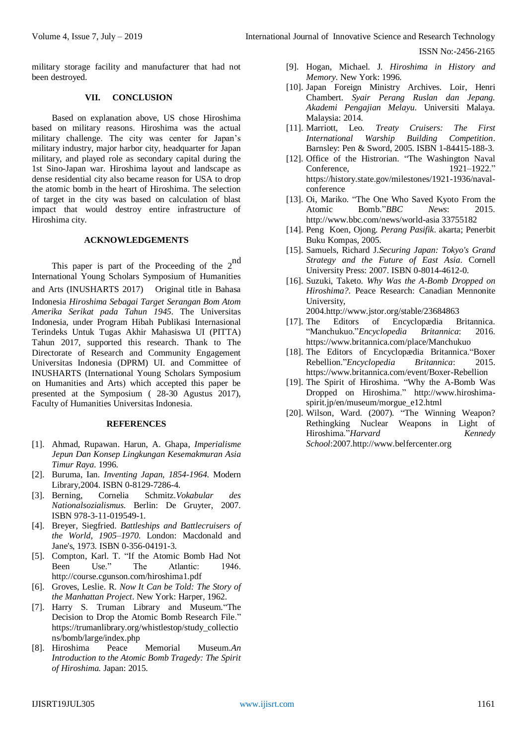military storage facility and manufacturer that had not been destroyed.

## VII. CONCLUSION

Based on explanation above, US chose Hiroshima based on military reasons. Hiroshima was the actual military challenge. The city was center for Japan's military industry, major harbor city, headquarter for Japan military, and played role as secondary capital during the 1st Sino-Japan war. Hiroshima layout and landscape as dense residential city also became reason for USA to drop the atomic bomb in the heart of Hiroshima. The selection of target in the city was based on calculation of blast impact that would destroy entire infrastructure of Hiroshima city.

## ACKNOWLEDGEMENTS

This paper is part of the Proceeding of the 2nd International Young Scholars Symposium of Humanities and Arts (INUSHARTS 2017) Original title in Bahasa Indonesia *Hiroshima Sebagai Target Serangan Bom Atom Amerika Serikat pada Tahun 1945*. The Universitas Indonesia, under Program Hibah Publikasi Internasional Terindeks Untuk Tugas Akhir Mahasiswa UI (PITTA) Tahun 2017, supported this research. Thank to The Directorate of Research and Community Engagement Universitas Indonesia (DPRM) UI. and Committee of INUSHARTS (International Young Scholars Symposium on Humanities and Arts) which accepted this paper be presented at the Symposium ( 28-30 Agustus 2017), Faculty of Humanities Universitas Indonesia.

## REFERENCES

- [1]. Ahmad, Rupawan. Harun, A. Ghapa, *Imperialisme Jepun Dan Konsep Lingkungan Kesemakmuran Asia Timur Raya*. 1996.
- [2]. Buruma, Ian. *Inventing Japan, 1854-1964*. Modern Library,2004. ISBN 0-8129-7286-4.
- [3]. Berning, Cornelia Schmitz.*Vokabular des Nationalsozialismus*. Berlin: De Gruyter, 2007. ISBN 978-3-11-019549-1.
- [4]. Breyer, Siegfried. *Battleships and Battlecruisers of the World, 1905–1970*. London: Macdonald and Jane's, 1973. ISBN 0-356-04191-3.
- [5]. Compton, Karl. T. "If the Atomic Bomb Had Not Been Use." The Atlantic: 1946. http://course.cgunson.com/hiroshima1.pdf
- [6]. Groves, Leslie. R. *Now It Can be Told: The Story of the Manhattan Project*. New York: Harper, 1962.
- [7]. Harry S. Truman Library and Museum."The Decision to Drop the Atomic Bomb Research File." https://trumanlibrary.org/whistlestop/study_collections/bomb/large/index.php
- [8]. Hiroshima Peace Memorial Museum.*An Introduction to the Atomic Bomb Tragedy: The Spirit of Hiroshima.* Japan: 2015.
- [9]. Hogan, Michael. J. *Hiroshima in History and Memory*. New York: 1996.
- [10]. Japan Foreign Ministry Archives. Loir, Henri Chambert. *Syair Perang Ruslan dan Jepang. Akademi Pengajian Melayu*. Universiti Malaya. Malaysia: 2014.
- [11]. Marriott, Leo. *Treaty Cruisers: The First International Warship Building Competition*. Barnsley: Pen & Sword, 2005. ISBN 1-84415-188-3.
- [12]. Office of the Histrorian. "The Washington Naval Conference, 1921–1922." https://history.state.gov/milestones/1921-1936/naval-conference
- [13]. Oi, Mariko. "The One Who Saved Kyoto From the Atomic Bomb."*BBC News*: 2015. http://www.bbc.com/news/world-asia 33755182
- [14]. Peng Koen, Ojong. *Perang Pasifik*. akarta; Penerbit Buku Kompas, 2005.
- [15]. Samuels, Richard J.*Securing Japan: Tokyo's Grand Strategy and the Future of East Asia*. Cornell University Press: 2007. ISBN 0-8014-4612-0.
- [16]. Suzuki, Taketo. *Why Was the A-Bomb Dropped on Hiroshima?*. Peace Research: Canadian Mennonite University, 2004.http://www.jstor.org/stable/23684863
- [17]. The Editors of Encyclopædia Britannica. "Manchukuo."*Encyclopedia Britannica*: 2016. https://www.britannica.com/place/Manchukuo
- [18]. The Editors of Encyclopædia Britannica."Boxer Rebellion."*Encyclopedia Britannica*: 2015. https://www.britannica.com/event/Boxer-Rebellion
- [19]. The Spirit of Hiroshima. "Why the A-Bomb Was Dropped on Hiroshima." http://www.hiroshima-spirit.jp/en/museum/morgue_e12.html
- [20]. Wilson, Ward. (2007). "The Winning Weapon? Rethingking Nuclear Weapons in Light of Hiroshima."*Harvard Kennedy School*:2007.http://www.belfercenter.org